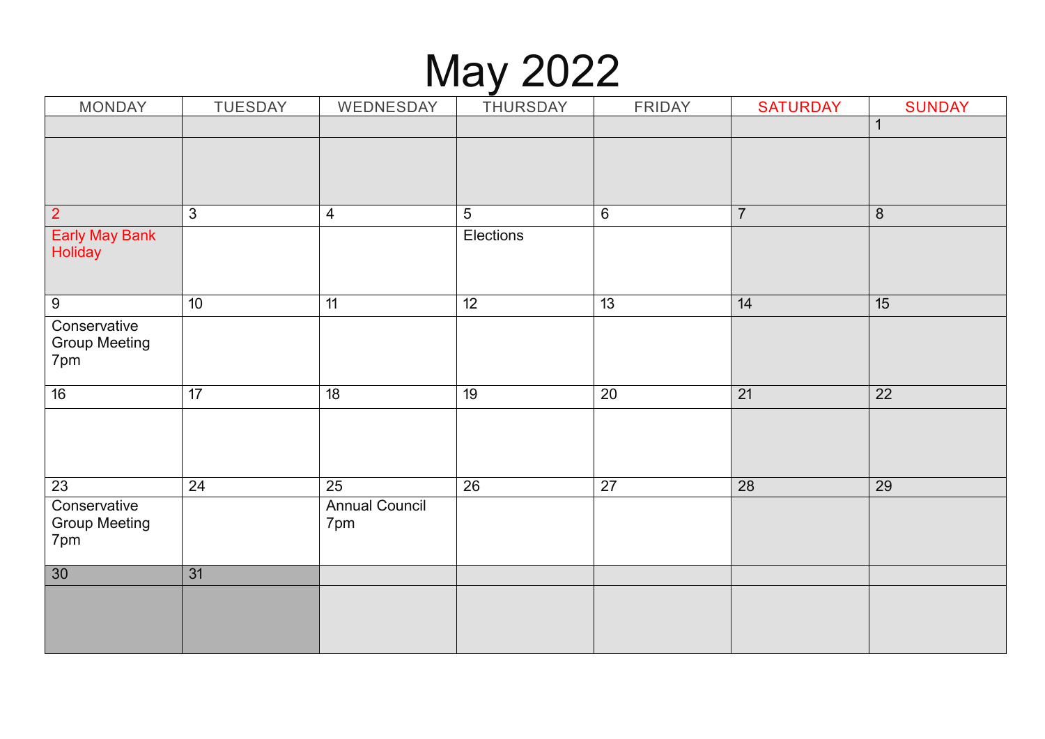# May 2022

| MONDAY | TUESDAY | WEDNESDAY | THURSDAY | FRIDAY | SATURDAY | SUNDAY |
|---|---|---|---|---|---|---|
| | | | | | | 1 |
| 2<br>Early May Bank Holiday | 3 | 4 | 5<br>Elections | 6 | 7 | 8 |
| 9<br>Conservative Group Meeting 7pm | 10 | 11 | 12 | 13 | 14 | 15 |
| 16 | 17 | 18 | 19 | 20 | 21 | 22 |
| 23<br>Conservative Group Meeting 7pm | 24 | 25<br>Annual Council 7pm | 26 | 27 | 28 | 29 |
| 30 | 31 | | | | | |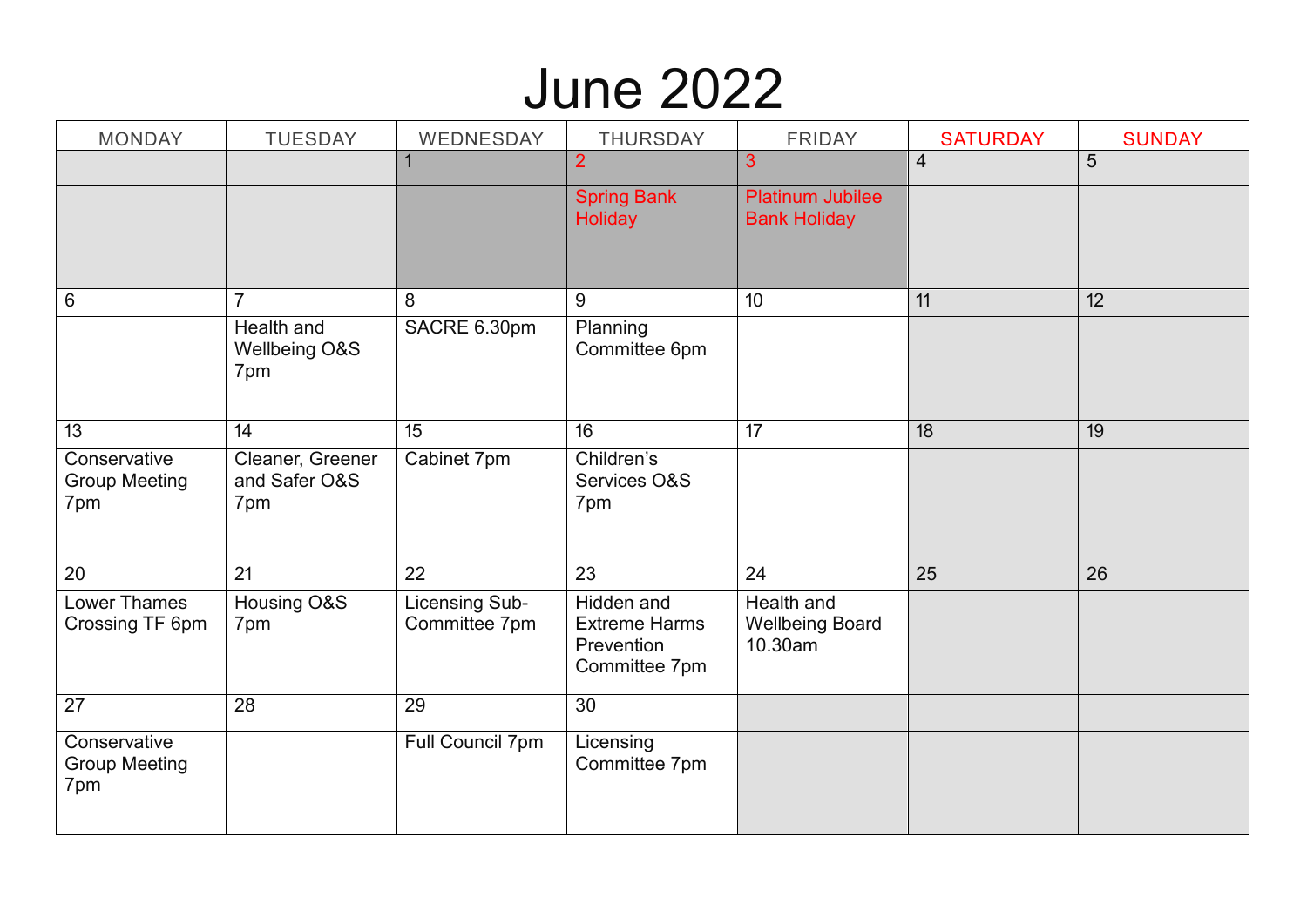# June 2022

| MONDAY | TUESDAY | WEDNESDAY | THURSDAY | FRIDAY | SATURDAY | SUNDAY |
|---|---|---|---|---|---|---|
| | | 1 | 2 Spring Bank Holiday | 3 Platinum Jubilee Bank Holiday | 4 | 5 |
| 6 | 7 Health and Wellbeing O&S 7pm | 8 SACRE 6.30pm | 9 Planning Committee 6pm | 10 | 11 | 12 |
| 13 Conservative Group Meeting 7pm | 14 Cleaner, Greener and Safer O&S 7pm | 15 Cabinet 7pm | 16 Children's Services O&S 7pm | 17 | 18 | 19 |
| 20 Lower Thames Crossing TF 6pm | 21 Housing O&S 7pm | 22 Licensing Sub-Committee 7pm | 23 Hidden and Extreme Harms Prevention Committee 7pm | 24 Health and Wellbeing Board 10.30am | 25 | 26 |
| 27 Conservative Group Meeting 7pm | 28 | 29 Full Council 7pm | 30 Licensing Committee 7pm | | | |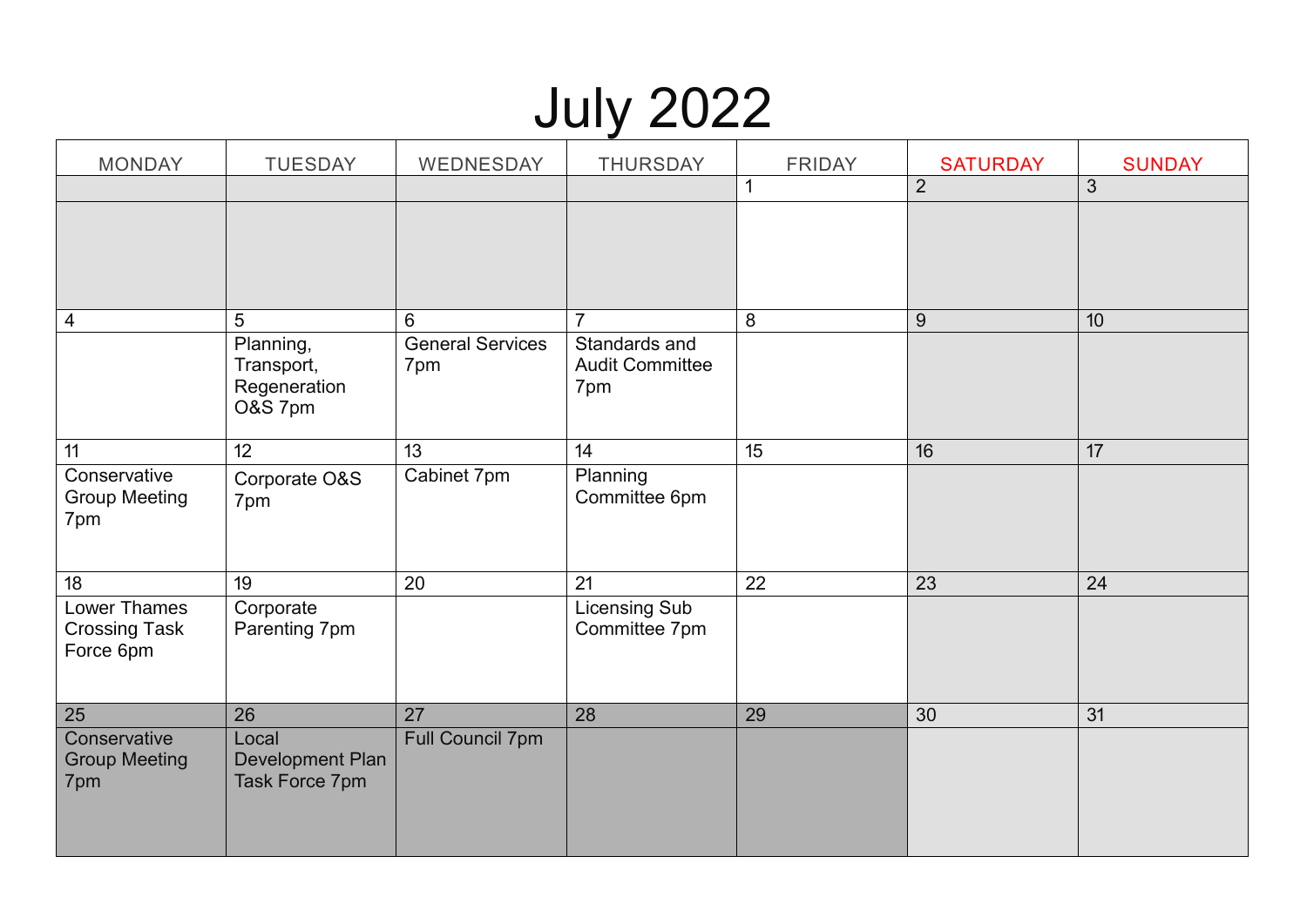# July 2022

| MONDAY | TUESDAY | WEDNESDAY | THURSDAY | FRIDAY | SATURDAY | SUNDAY |
|---|---|---|---|---|---|---|
| | | | | 1 | 2 | 3 |
| 4 | 5<br>Planning, Transport, Regeneration O&S 7pm | 6<br>General Services 7pm | 7<br>Standards and Audit Committee 7pm | 8 | 9 | 10 |
| 11<br>Conservative Group Meeting 7pm | 12<br>Corporate O&S 7pm | 13<br>Cabinet 7pm | 14<br>Planning Committee 6pm | 15 | 16 | 17 |
| 18<br>Lower Thames Crossing Task Force 6pm | 19<br>Corporate Parenting 7pm | 20 | 21<br>Licensing Sub Committee 7pm | 22 | 23 | 24 |
| 25<br>Conservative Group Meeting 7pm | 26<br>Local Development Plan Task Force 7pm | 27<br>Full Council 7pm | 28 | 29 | 30 | 31 |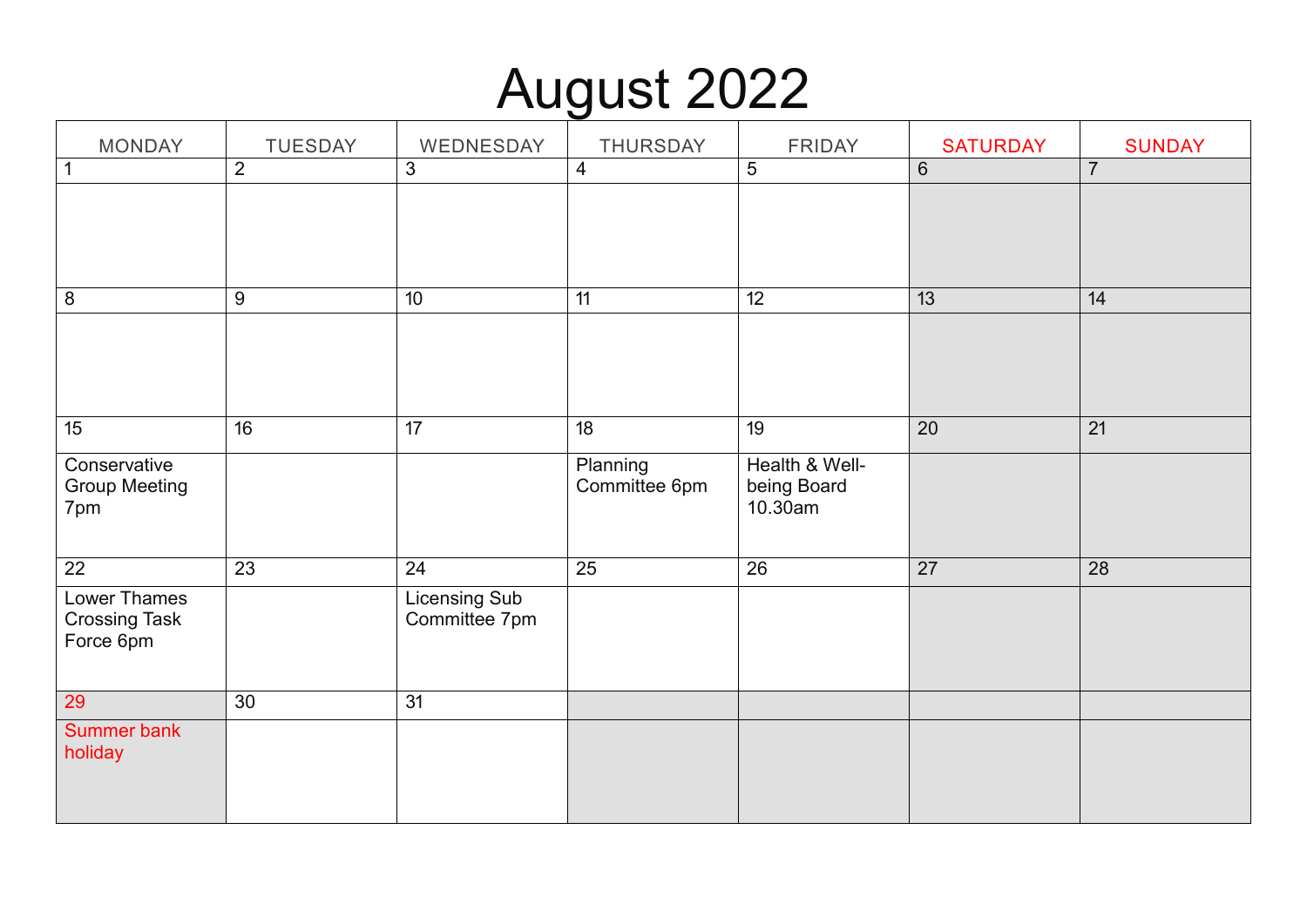# August 2022

| MONDAY | TUESDAY | WEDNESDAY | THURSDAY | FRIDAY | SATURDAY | SUNDAY |
|---|---|---|---|---|---|---|
| 1 | 2 | 3 | 4 | 5 | 6 | 7 |
| | | | | | | |
| 8 | 9 | 10 | 11 | 12 | 13 | 14 |
| | | | | | | |
| 15 | 16 | 17 | 18 | 19 | 20 | 21 |
| Conservative Group Meeting 7pm | | | Planning Committee 6pm | Health & Well-being Board 10.30am | | |
| 22 | 23 | 24 | 25 | 26 | 27 | 28 |
| Lower Thames Crossing Task Force 6pm | | Licensing Sub Committee 7pm | | | | |
| 29 | 30 | 31 | | | | |
| Summer bank holiday | | | | | | |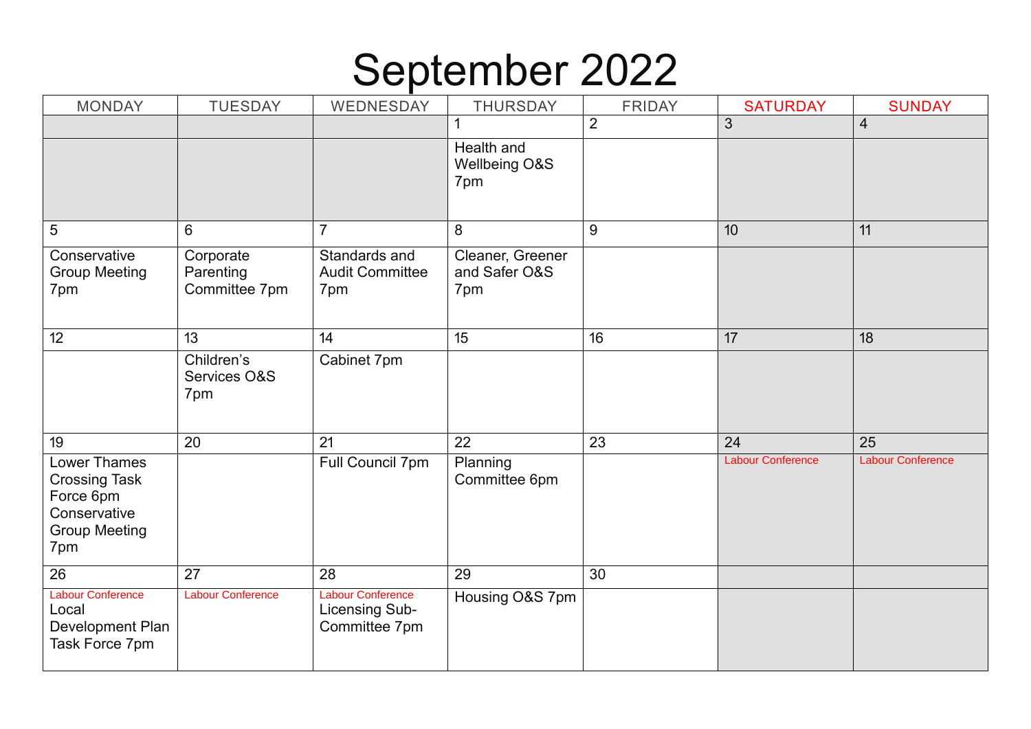# September 2022

| MONDAY | TUESDAY | WEDNESDAY | THURSDAY | FRIDAY | SATURDAY | SUNDAY |
|---|---|---|---|---|---|---|
| | | | 1 | 2 | 3 | 4 |
| | | | Health and Wellbeing O&S 7pm | | | |
| 5 | 6 | 7 | 8 | 9 | 10 | 11 |
| Conservative Group Meeting 7pm | Corporate Parenting Committee 7pm | Standards and Audit Committee 7pm | Cleaner, Greener and Safer O&S 7pm | | | |
| 12 | 13 | 14 | 15 | 16 | 17 | 18 |
| | Children's Services O&S 7pm | Cabinet 7pm | | | | |
| 19 | 20 | 21 | 22 | 23 | 24 | 25 |
| Lower Thames Crossing Task Force 6pm Conservative Group Meeting 7pm | | Full Council 7pm | Planning Committee 6pm | | Labour Conference | Labour Conference |
| 26 | 27 | 28 | 29 | 30 | | |
| Labour Conference Local Development Plan Task Force 7pm | Labour Conference | Labour Conference Licensing Sub-Committee 7pm | Housing O&S 7pm | | | |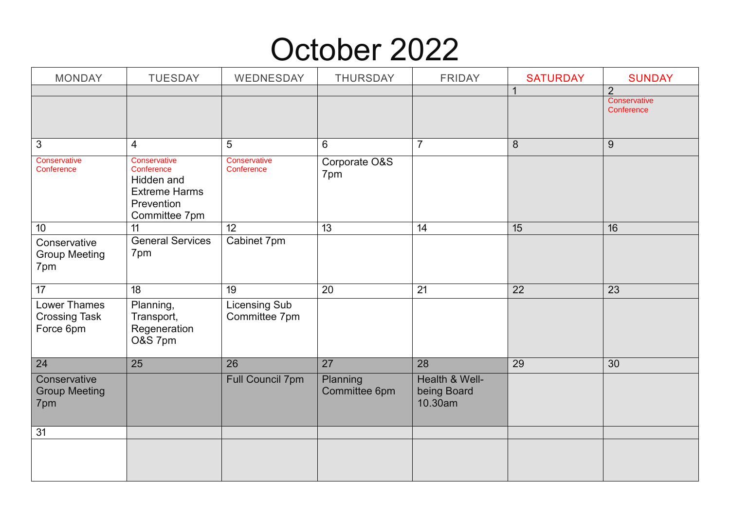# October 2022

| MONDAY | TUESDAY | WEDNESDAY | THURSDAY | FRIDAY | SATURDAY | SUNDAY |
|---|---|---|---|---|---|---|
| | | | | | 1 | 2 Conservative Conference |
| 3 Conservative Conference | 4 Conservative Conference Hidden and Extreme Harms Prevention Committee 7pm | 5 Conservative Conference | 6 Corporate O&S 7pm | 7 | 8 | 9 |
| 10 Conservative Group Meeting 7pm | 11 General Services 7pm | 12 Cabinet 7pm | 13 | 14 | 15 | 16 |
| 17 Lower Thames Crossing Task Force 6pm | 18 Planning, Transport, Regeneration O&S 7pm | 19 Licensing Sub Committee 7pm | 20 | 21 | 22 | 23 |
| 24 Conservative Group Meeting 7pm | 25 | 26 Full Council 7pm | 27 Planning Committee 6pm | 28 Health & Well-being Board 10.30am | 29 | 30 |
| 31 | | | | | | |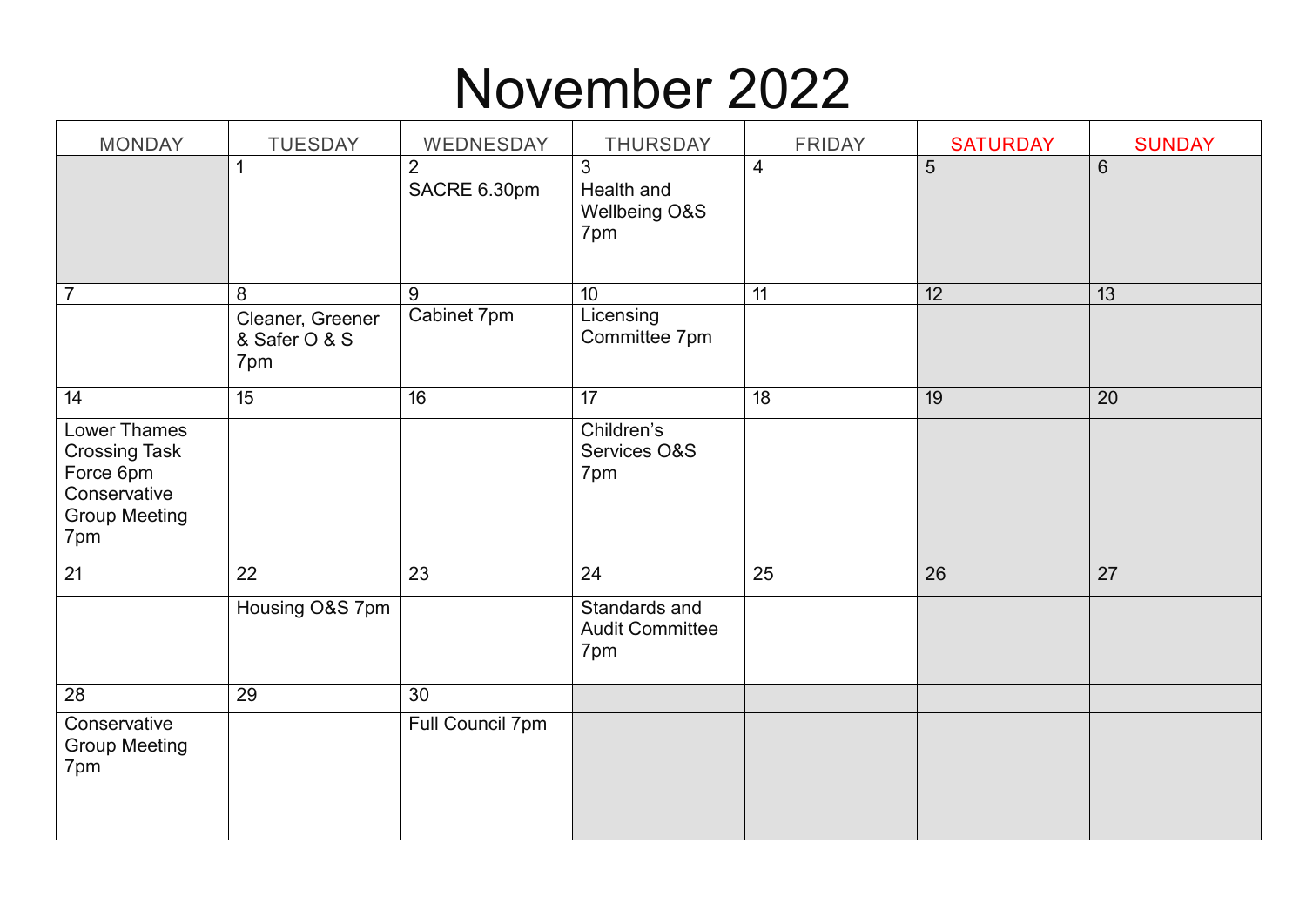# November 2022

| MONDAY | TUESDAY | WEDNESDAY | THURSDAY | FRIDAY | SATURDAY | SUNDAY |
|---|---|---|---|---|---|---|
| | 1 | 2 | 3 | 4 | 5 | 6 |
| | | SACRE 6.30pm | Health and Wellbeing O&S 7pm | | | |
| 7 | 8 | 9 | 10 | 11 | 12 | 13 |
| | Cleaner, Greener & Safer O & S 7pm | Cabinet 7pm | Licensing Committee 7pm | | | |
| 14 | 15 | 16 | 17 | 18 | 19 | 20 |
| Lower Thames Crossing Task Force 6pm Conservative Group Meeting 7pm | | | Children's Services O&S 7pm | | | |
| 21 | 22 | 23 | 24 | 25 | 26 | 27 |
| | Housing O&S 7pm | | Standards and Audit Committee 7pm | | | |
| 28 | 29 | 30 | | | | |
| Conservative Group Meeting 7pm | | Full Council 7pm | | | | |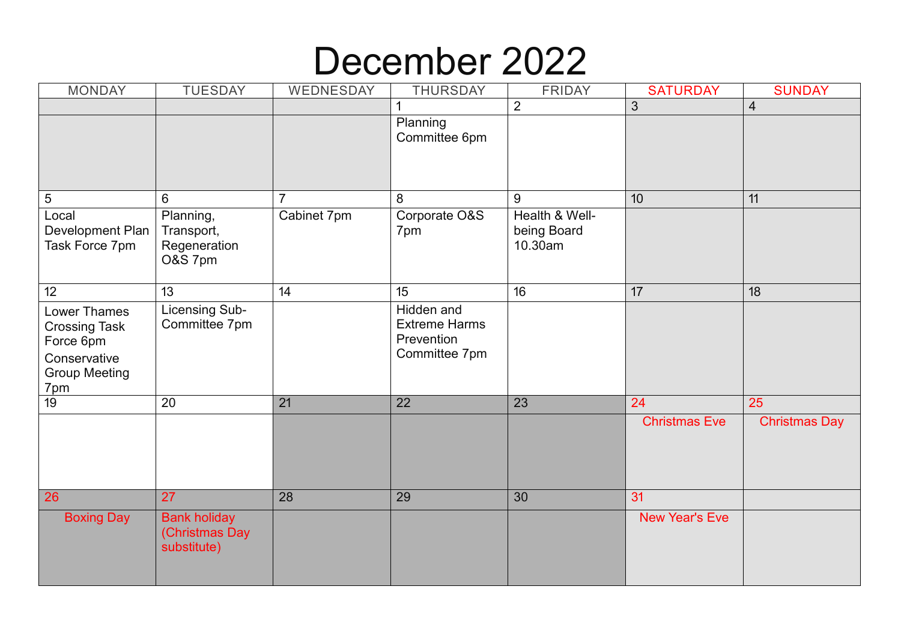# December 2022

| MONDAY | TUESDAY | WEDNESDAY | THURSDAY | FRIDAY | SATURDAY | SUNDAY |
|---|---|---|---|---|---|---|
| | | | 1 | 2 | 3 | 4 |
| | | | Planning Committee 6pm | | | |
| 5 | 6 | 7 | 8 | 9 | 10 | 11 |
| Local Development Plan Task Force 7pm | Planning, Transport, Regeneration O&S 7pm | Cabinet 7pm | Corporate O&S 7pm | Health & Well-being Board 10.30am | | |
| 12 | 13 | 14 | 15 | 16 | 17 | 18 |
| Lower Thames Crossing Task Force 6pm<br>Conservative Group Meeting 7pm | Licensing Sub-Committee 7pm | | Hidden and Extreme Harms Prevention Committee 7pm | | | |
| 19 | 20 | 21 | 22 | 23 | 24 | 25 |
| | | | | | Christmas Eve | Christmas Day |
| 26 | 27 | 28 | 29 | 30 | 31 | |
| Boxing Day | Bank holiday (Christmas Day substitute) | | | | New Year's Eve | |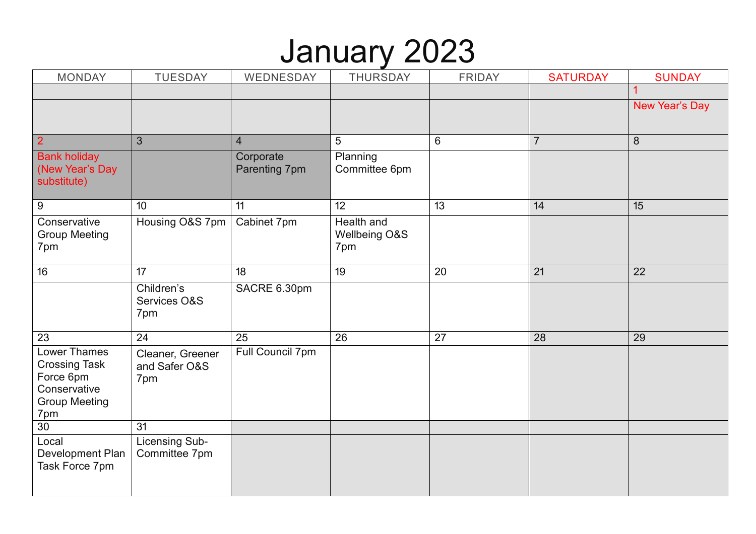# January 2023

| MONDAY | TUESDAY | WEDNESDAY | THURSDAY | FRIDAY | SATURDAY | SUNDAY |
|---|---|---|---|---|---|---|
| | | | | | | 1 New Year's Day |
| 2 Bank holiday (New Year's Day substitute) | 3 | 4 Corporate Parenting 7pm | 5 Planning Committee 6pm | 6 | 7 | 8 |
| 9 Conservative Group Meeting 7pm | 10 Housing O&S 7pm | 11 Cabinet 7pm | 12 Health and Wellbeing O&S 7pm | 13 | 14 | 15 |
| 16 | 17 Children's Services O&S 7pm | 18 SACRE 6.30pm | 19 | 20 | 21 | 22 |
| 23 Lower Thames Crossing Task Force 6pm Conservative Group Meeting 7pm | 24 Cleaner, Greener and Safer O&S 7pm | 25 Full Council 7pm | 26 | 27 | 28 | 29 |
| 30 Local Development Plan Task Force 7pm | 31 Licensing Sub-Committee 7pm | | | | | |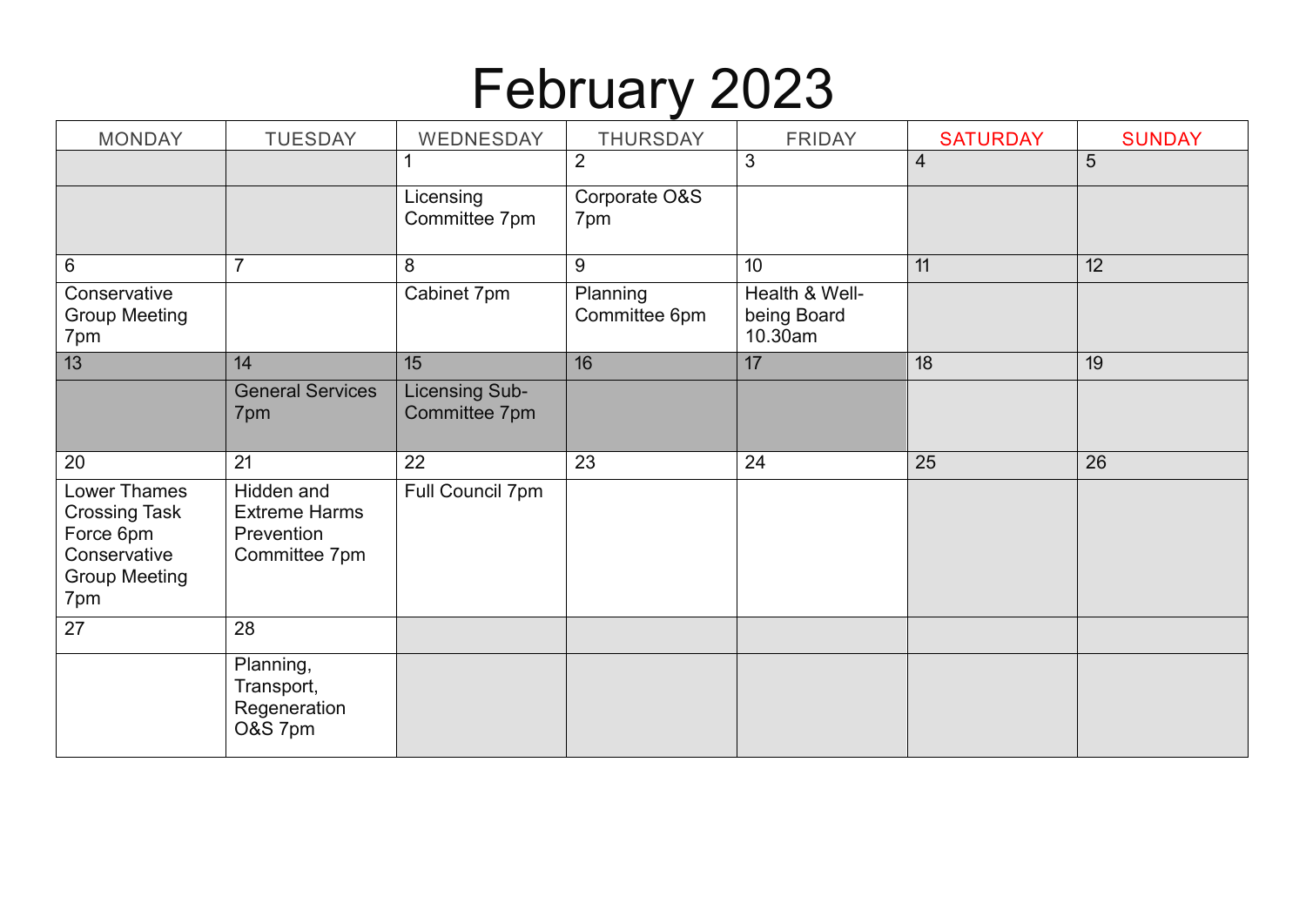# February 2023

| MONDAY | TUESDAY | WEDNESDAY | THURSDAY | FRIDAY | SATURDAY | SUNDAY |
|---|---|---|---|---|---|---|
| | | 1 | 2 | 3 | 4 | 5 |
| | | Licensing Committee 7pm | Corporate O&S 7pm | | | |
| 6 | 7 | 8 | 9 | 10 | 11 | 12 |
| Conservative Group Meeting 7pm | | Cabinet 7pm | Planning Committee 6pm | Health & Well-being Board 10.30am | | |
| 13 | 14 | 15 | 16 | 17 | 18 | 19 |
| | General Services 7pm | Licensing Sub-Committee 7pm | | | | |
| 20 | 21 | 22 | 23 | 24 | 25 | 26 |
| Lower Thames Crossing Task Force 6pm Conservative Group Meeting 7pm | Hidden and Extreme Harms Prevention Committee 7pm | Full Council 7pm | | | | |
| 27 | 28 | | | | | |
| | Planning, Transport, Regeneration O&S 7pm | | | | | |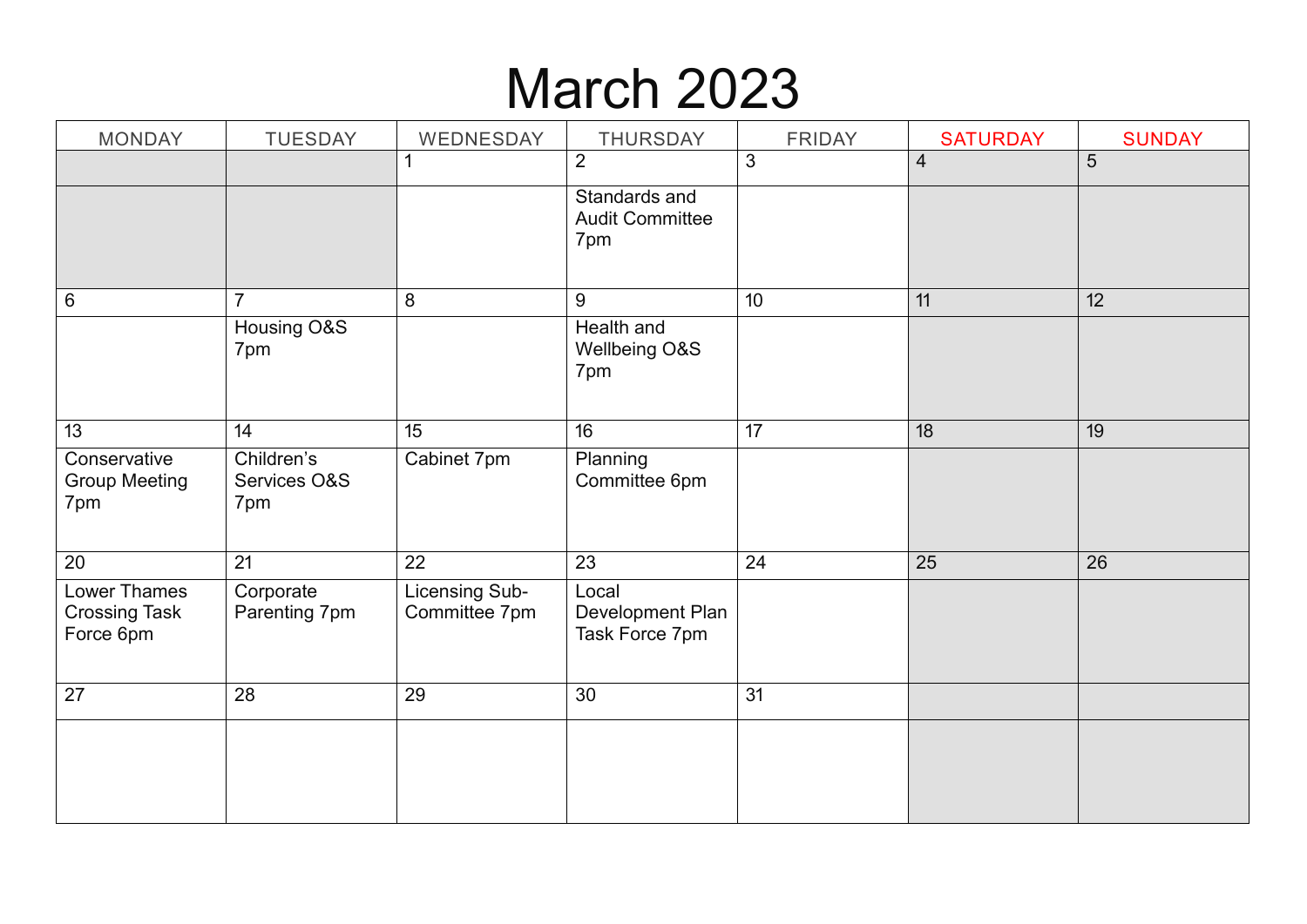# March 2023

| MONDAY | TUESDAY | WEDNESDAY | THURSDAY | FRIDAY | SATURDAY | SUNDAY |
|---|---|---|---|---|---|---|
| | | 1 | 2 | 3 | 4 | 5 |
| | | | Standards and Audit Committee 7pm | | | |
| 6 | 7 | 8 | 9 | 10 | 11 | 12 |
| | Housing O&S 7pm | | Health and Wellbeing O&S 7pm | | | |
| 13 | 14 | 15 | 16 | 17 | 18 | 19 |
| Conservative Group Meeting 7pm | Children's Services O&S 7pm | Cabinet 7pm | Planning Committee 6pm | | | |
| 20 | 21 | 22 | 23 | 24 | 25 | 26 |
| Lower Thames Crossing Task Force 6pm | Corporate Parenting 7pm | Licensing Sub-Committee 7pm | Local Development Plan Task Force 7pm | | | |
| 27 | 28 | 29 | 30 | 31 | | |
| | | | | | | |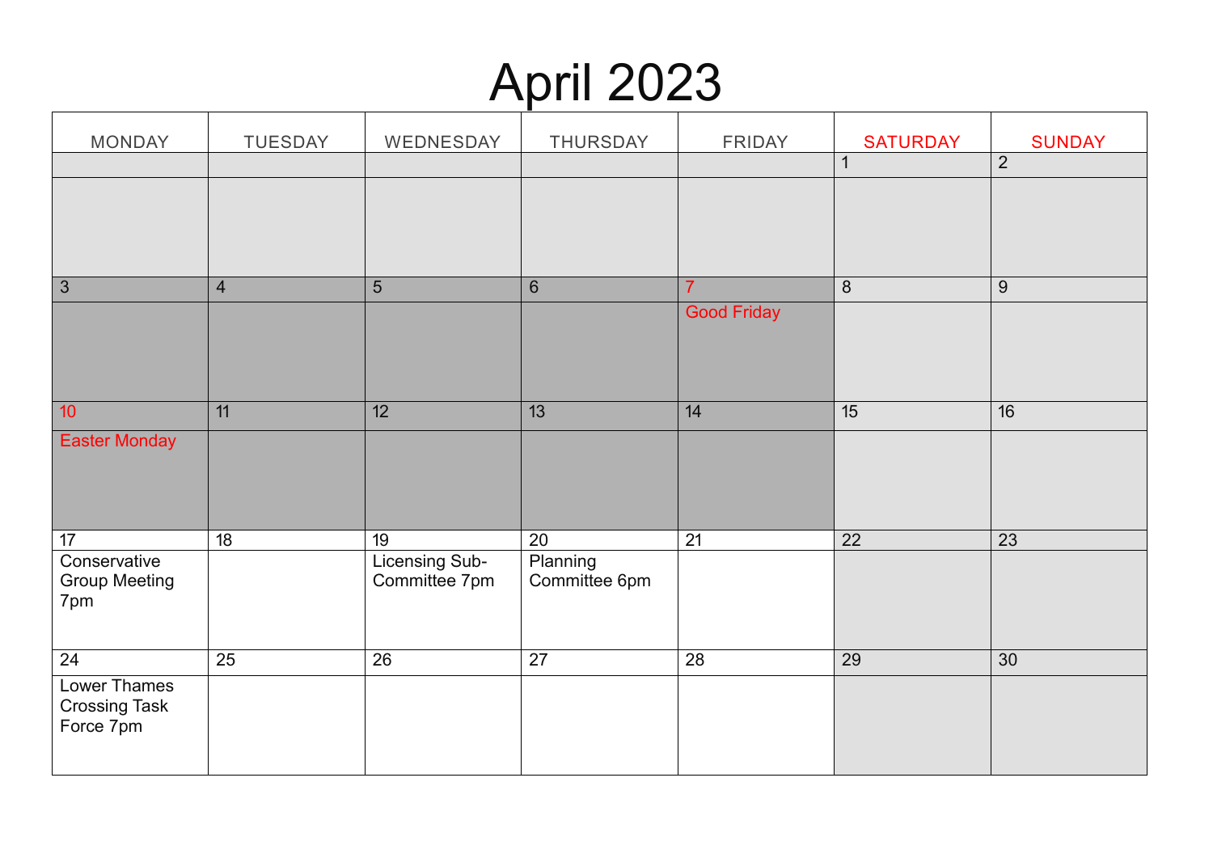# April 2023

| MONDAY | TUESDAY | WEDNESDAY | THURSDAY | FRIDAY | SATURDAY | SUNDAY |
|---|---|---|---|---|---|---|
| | | | | | 1 | 2 |
| 3 | 4 | 5 | 6 | 7 Good Friday | 8 | 9 |
| 10 Easter Monday | 11 | 12 | 13 | 14 | 15 | 16 |
| 17 Conservative Group Meeting 7pm | 18 | 19 Licensing Sub-Committee 7pm | 20 Planning Committee 6pm | 21 | 22 | 23 |
| 24 Lower Thames Crossing Task Force 7pm | 25 | 26 | 27 | 28 | 29 | 30 |